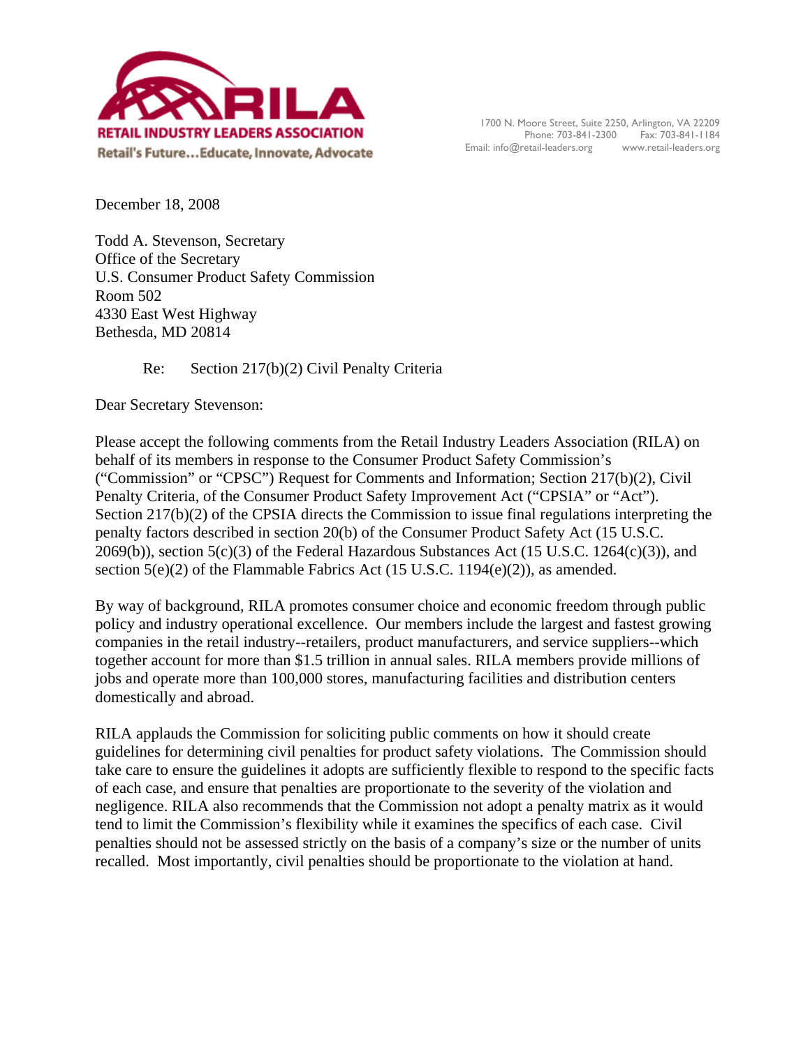RILA
RETAIL INDUSTRY LEADERS ASSOCIATION
Retail's Future…Educate, Innovate, Advocate

1700 N. Moore Street, Suite 2250, Arlington, VA 22209
Phone: 703-841-2300 Fax: 703-841-1184
Email: info@retail-leaders.org www.retail-leaders.org

December 18, 2008

Todd A. Stevenson, Secretary
Office of the Secretary
U.S. Consumer Product Safety Commission
Room 502
4330 East West Highway
Bethesda, MD 20814

Re: Section 217(b)(2) Civil Penalty Criteria

Dear Secretary Stevenson:

Please accept the following comments from the Retail Industry Leaders Association (RILA) on behalf of its members in response to the Consumer Product Safety Commission's ("Commission" or "CPSC") Request for Comments and Information; Section 217(b)(2), Civil Penalty Criteria, of the Consumer Product Safety Improvement Act ("CPSIA" or "Act"). Section 217(b)(2) of the CPSIA directs the Commission to issue final regulations interpreting the penalty factors described in section 20(b) of the Consumer Product Safety Act (15 U.S.C. 2069(b)), section 5(c)(3) of the Federal Hazardous Substances Act (15 U.S.C. 1264(c)(3)), and section 5(e)(2) of the Flammable Fabrics Act (15 U.S.C. 1194(e)(2)), as amended.

By way of background, RILA promotes consumer choice and economic freedom through public policy and industry operational excellence. Our members include the largest and fastest growing companies in the retail industry--retailers, product manufacturers, and service suppliers--which together account for more than $1.5 trillion in annual sales. RILA members provide millions of jobs and operate more than 100,000 stores, manufacturing facilities and distribution centers domestically and abroad.

RILA applauds the Commission for soliciting public comments on how it should create guidelines for determining civil penalties for product safety violations. The Commission should take care to ensure the guidelines it adopts are sufficiently flexible to respond to the specific facts of each case, and ensure that penalties are proportionate to the severity of the violation and negligence. RILA also recommends that the Commission not adopt a penalty matrix as it would tend to limit the Commission's flexibility while it examines the specifics of each case. Civil penalties should not be assessed strictly on the basis of a company's size or the number of units recalled. Most importantly, civil penalties should be proportionate to the violation at hand.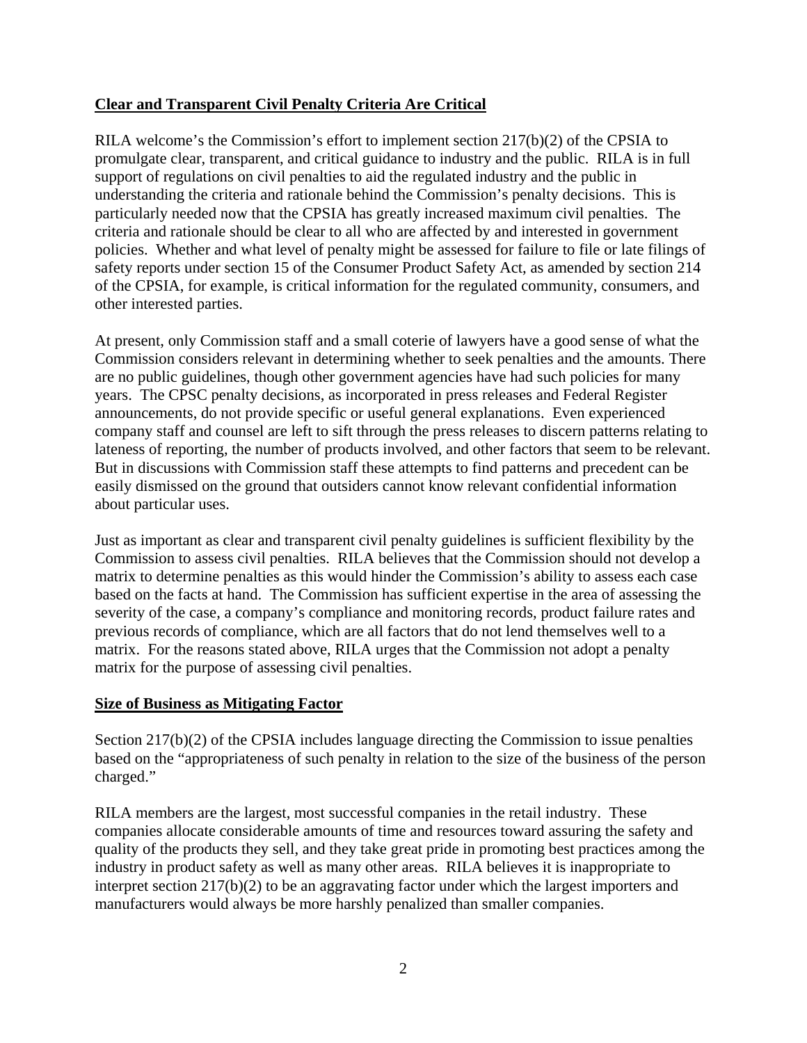**Clear and Transparent Civil Penalty Criteria Are Critical**

RILA welcome's the Commission's effort to implement section 217(b)(2) of the CPSIA to promulgate clear, transparent, and critical guidance to industry and the public. RILA is in full support of regulations on civil penalties to aid the regulated industry and the public in understanding the criteria and rationale behind the Commission's penalty decisions. This is particularly needed now that the CPSIA has greatly increased maximum civil penalties. The criteria and rationale should be clear to all who are affected by and interested in government policies. Whether and what level of penalty might be assessed for failure to file or late filings of safety reports under section 15 of the Consumer Product Safety Act, as amended by section 214 of the CPSIA, for example, is critical information for the regulated community, consumers, and other interested parties.

At present, only Commission staff and a small coterie of lawyers have a good sense of what the Commission considers relevant in determining whether to seek penalties and the amounts. There are no public guidelines, though other government agencies have had such policies for many years. The CPSC penalty decisions, as incorporated in press releases and Federal Register announcements, do not provide specific or useful general explanations. Even experienced company staff and counsel are left to sift through the press releases to discern patterns relating to lateness of reporting, the number of products involved, and other factors that seem to be relevant. But in discussions with Commission staff these attempts to find patterns and precedent can be easily dismissed on the ground that outsiders cannot know relevant confidential information about particular uses.

Just as important as clear and transparent civil penalty guidelines is sufficient flexibility by the Commission to assess civil penalties. RILA believes that the Commission should not develop a matrix to determine penalties as this would hinder the Commission's ability to assess each case based on the facts at hand. The Commission has sufficient expertise in the area of assessing the severity of the case, a company's compliance and monitoring records, product failure rates and previous records of compliance, which are all factors that do not lend themselves well to a matrix. For the reasons stated above, RILA urges that the Commission not adopt a penalty matrix for the purpose of assessing civil penalties.

**Size of Business as Mitigating Factor**

Section 217(b)(2) of the CPSIA includes language directing the Commission to issue penalties based on the "appropriateness of such penalty in relation to the size of the business of the person charged."

RILA members are the largest, most successful companies in the retail industry. These companies allocate considerable amounts of time and resources toward assuring the safety and quality of the products they sell, and they take great pride in promoting best practices among the industry in product safety as well as many other areas. RILA believes it is inappropriate to interpret section 217(b)(2) to be an aggravating factor under which the largest importers and manufacturers would always be more harshly penalized than smaller companies.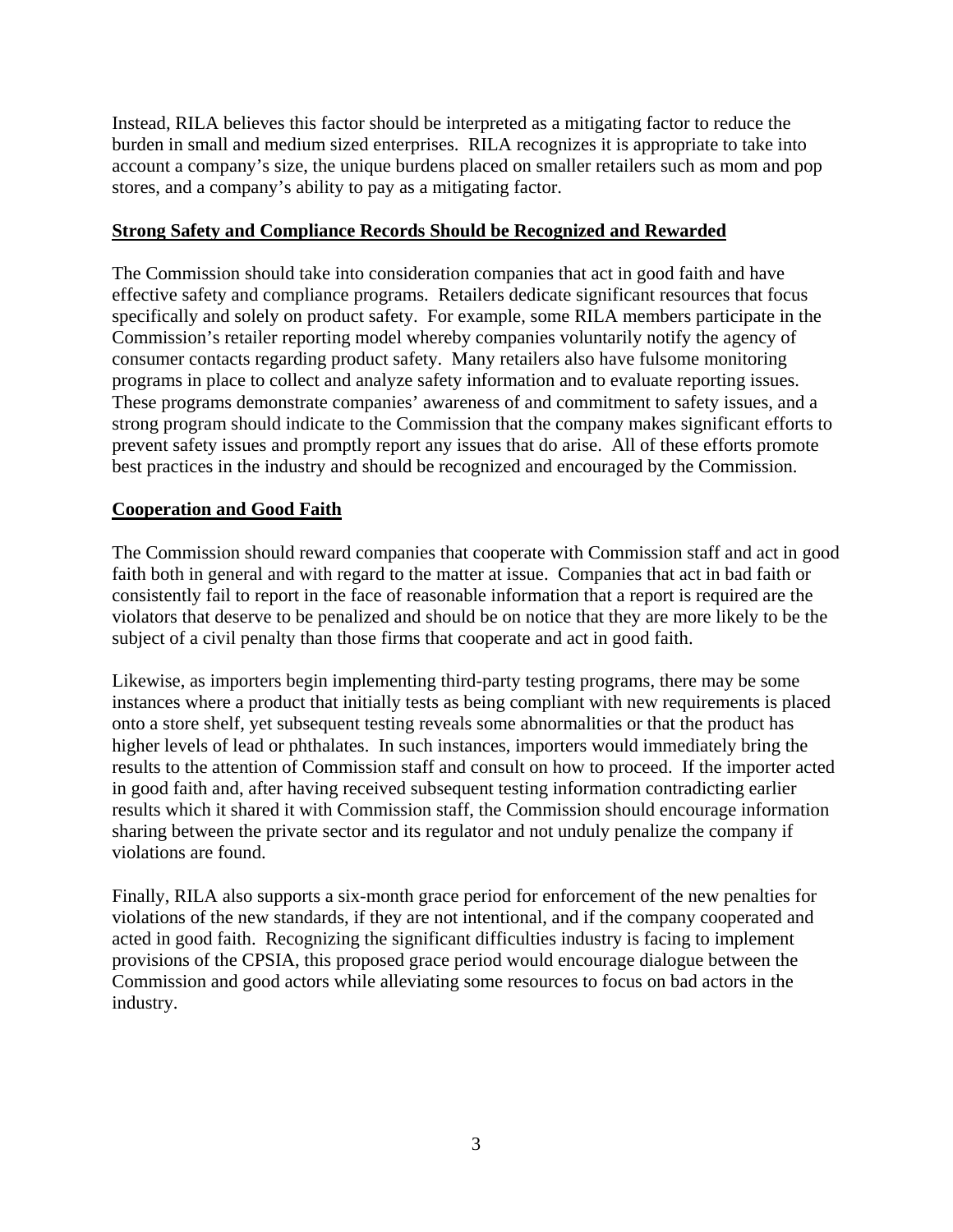Instead, RILA believes this factor should be interpreted as a mitigating factor to reduce the burden in small and medium sized enterprises. RILA recognizes it is appropriate to take into account a company's size, the unique burdens placed on smaller retailers such as mom and pop stores, and a company's ability to pay as a mitigating factor.

**Strong Safety and Compliance Records Should be Recognized and Rewarded**

The Commission should take into consideration companies that act in good faith and have effective safety and compliance programs. Retailers dedicate significant resources that focus specifically and solely on product safety. For example, some RILA members participate in the Commission's retailer reporting model whereby companies voluntarily notify the agency of consumer contacts regarding product safety. Many retailers also have fulsome monitoring programs in place to collect and analyze safety information and to evaluate reporting issues. These programs demonstrate companies' awareness of and commitment to safety issues, and a strong program should indicate to the Commission that the company makes significant efforts to prevent safety issues and promptly report any issues that do arise. All of these efforts promote best practices in the industry and should be recognized and encouraged by the Commission.

**Cooperation and Good Faith**

The Commission should reward companies that cooperate with Commission staff and act in good faith both in general and with regard to the matter at issue. Companies that act in bad faith or consistently fail to report in the face of reasonable information that a report is required are the violators that deserve to be penalized and should be on notice that they are more likely to be the subject of a civil penalty than those firms that cooperate and act in good faith.

Likewise, as importers begin implementing third-party testing programs, there may be some instances where a product that initially tests as being compliant with new requirements is placed onto a store shelf, yet subsequent testing reveals some abnormalities or that the product has higher levels of lead or phthalates. In such instances, importers would immediately bring the results to the attention of Commission staff and consult on how to proceed. If the importer acted in good faith and, after having received subsequent testing information contradicting earlier results which it shared it with Commission staff, the Commission should encourage information sharing between the private sector and its regulator and not unduly penalize the company if violations are found.

Finally, RILA also supports a six-month grace period for enforcement of the new penalties for violations of the new standards, if they are not intentional, and if the company cooperated and acted in good faith. Recognizing the significant difficulties industry is facing to implement provisions of the CPSIA, this proposed grace period would encourage dialogue between the Commission and good actors while alleviating some resources to focus on bad actors in the industry.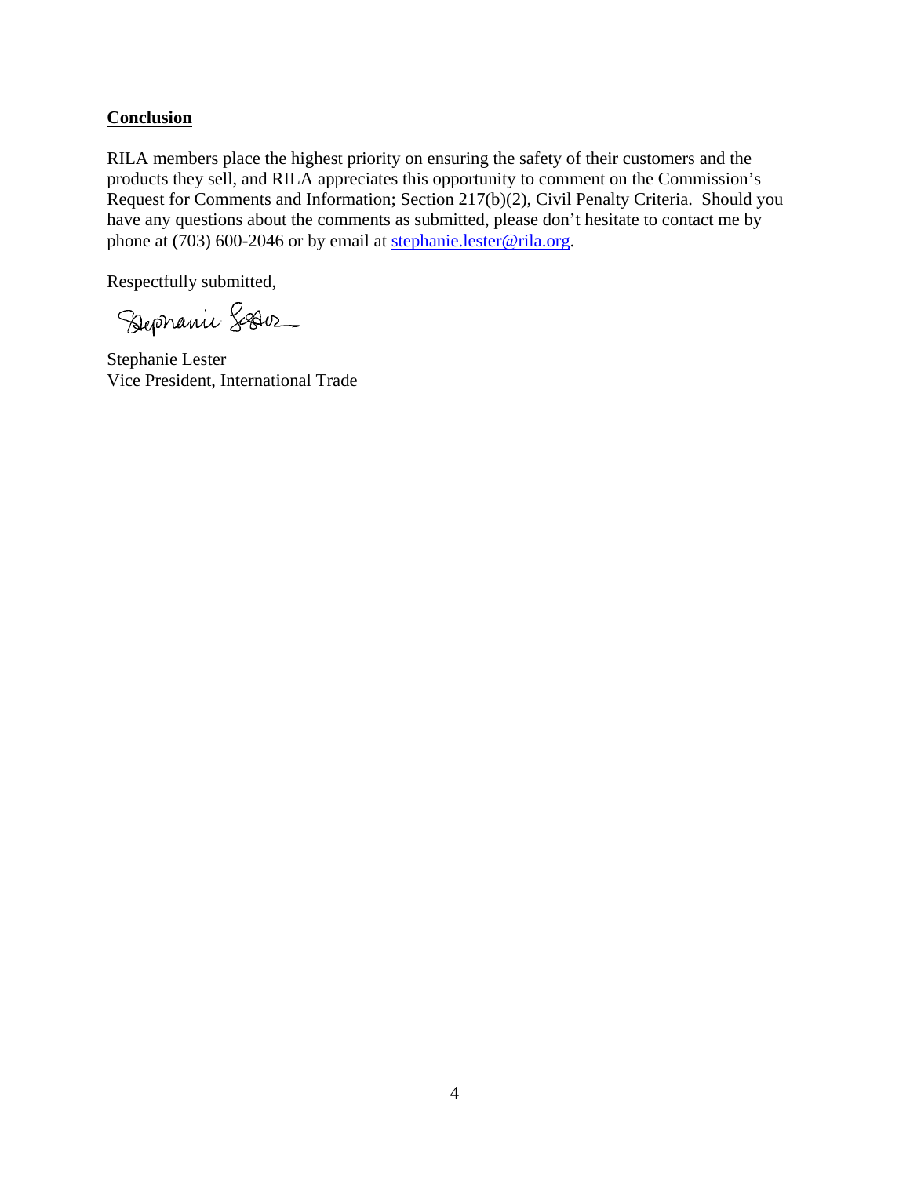**Conclusion**

RILA members place the highest priority on ensuring the safety of their customers and the products they sell, and RILA appreciates this opportunity to comment on the Commission's Request for Comments and Information; Section 217(b)(2), Civil Penalty Criteria. Should you have any questions about the comments as submitted, please don't hesitate to contact me by phone at (703) 600-2046 or by email at stephanie.lester@rila.org.

Respectfully submitted,

Stephanie Lester
Vice President, International Trade